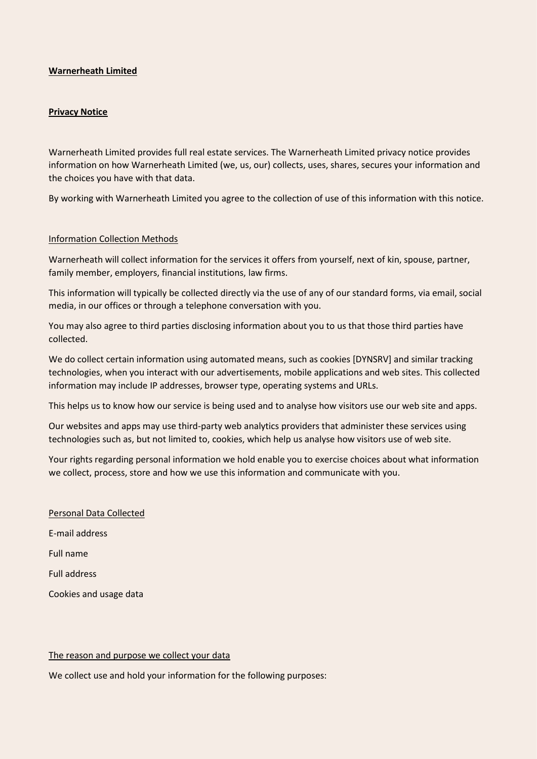**Warnerheath Limited**

**Privacy Notice**

Warnerheath Limited provides full real estate services. The Warnerheath Limited privacy notice provides information on how Warnerheath Limited (we, us, our) collects, uses, shares, secures your information and the choices you have with that data.

By working with Warnerheath Limited you agree to the collection of use of this information with this notice.

Information Collection Methods

Warnerheath will collect information for the services it offers from yourself, next of kin, spouse, partner, family member, employers, financial institutions, law firms.

This information will typically be collected directly via the use of any of our standard forms, via email, social media, in our offices or through a telephone conversation with you.

You may also agree to third parties disclosing information about you to us that those third parties have collected.

We do collect certain information using automated means, such as cookies [DYNSRV] and similar tracking technologies, when you interact with our advertisements, mobile applications and web sites. This collected information may include IP addresses, browser type, operating systems and URLs.

This helps us to know how our service is being used and to analyse how visitors use our web site and apps.

Our websites and apps may use third-party web analytics providers that administer these services using technologies such as, but not limited to, cookies, which help us analyse how visitors use of web site.

Your rights regarding personal information we hold enable you to exercise choices about what information we collect, process, store and how we use this information and communicate with you.

Personal Data Collected

E-mail address

Full name

Full address

Cookies and usage data

The reason and purpose we collect your data

We collect use and hold your information for the following purposes: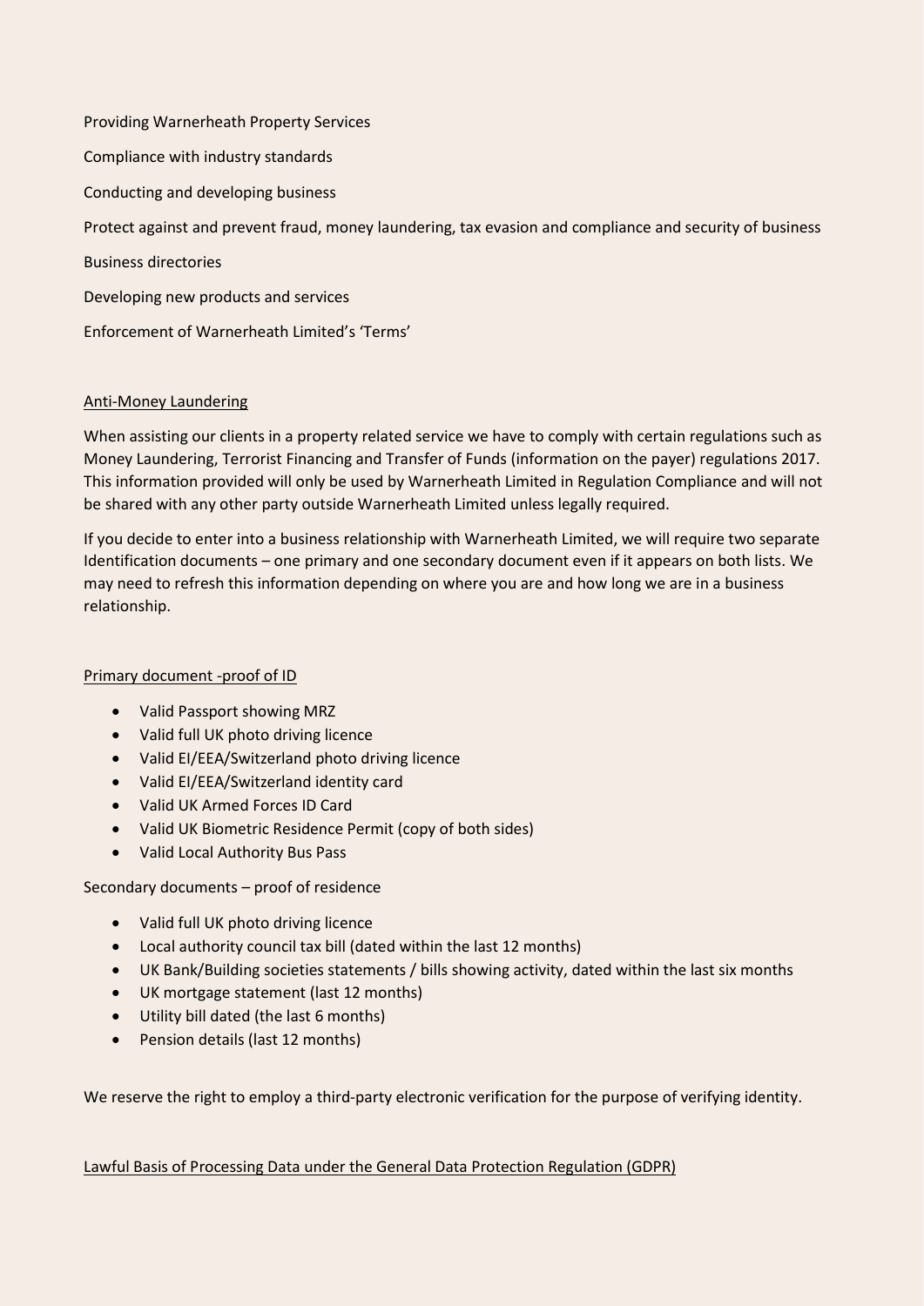Providing Warnerheath Property Services

Compliance with industry standards

Conducting and developing business

Protect against and prevent fraud, money laundering, tax evasion and compliance and security of business

Business directories

Developing new products and services

Enforcement of Warnerheath Limited's 'Terms'

## Anti-Money Laundering

When assisting our clients in a property related service we have to comply with certain regulations such as Money Laundering, Terrorist Financing and Transfer of Funds (information on the payer) regulations 2017. This information provided will only be used by Warnerheath Limited in Regulation Compliance and will not be shared with any other party outside Warnerheath Limited unless legally required.

If you decide to enter into a business relationship with Warnerheath Limited, we will require two separate Identification documents – one primary and one secondary document even if it appears on both lists. We may need to refresh this information depending on where you are and how long we are in a business relationship.

### Primary document -proof of ID

- Valid Passport showing MRZ
- Valid full UK photo driving licence
- Valid EI/EEA/Switzerland photo driving licence
- Valid EI/EEA/Switzerland identity card
- Valid UK Armed Forces ID Card
- Valid UK Biometric Residence Permit (copy of both sides)
- Valid Local Authority Bus Pass

### Secondary documents – proof of residence

- Valid full UK photo driving licence
- Local authority council tax bill (dated within the last 12 months)
- UK Bank/Building societies statements / bills showing activity, dated within the last six months
- UK mortgage statement (last 12 months)
- Utility bill dated (the last 6 months)
- Pension details (last 12 months)

We reserve the right to employ a third-party electronic verification for the purpose of verifying identity.

## Lawful Basis of Processing Data under the General Data Protection Regulation (GDPR)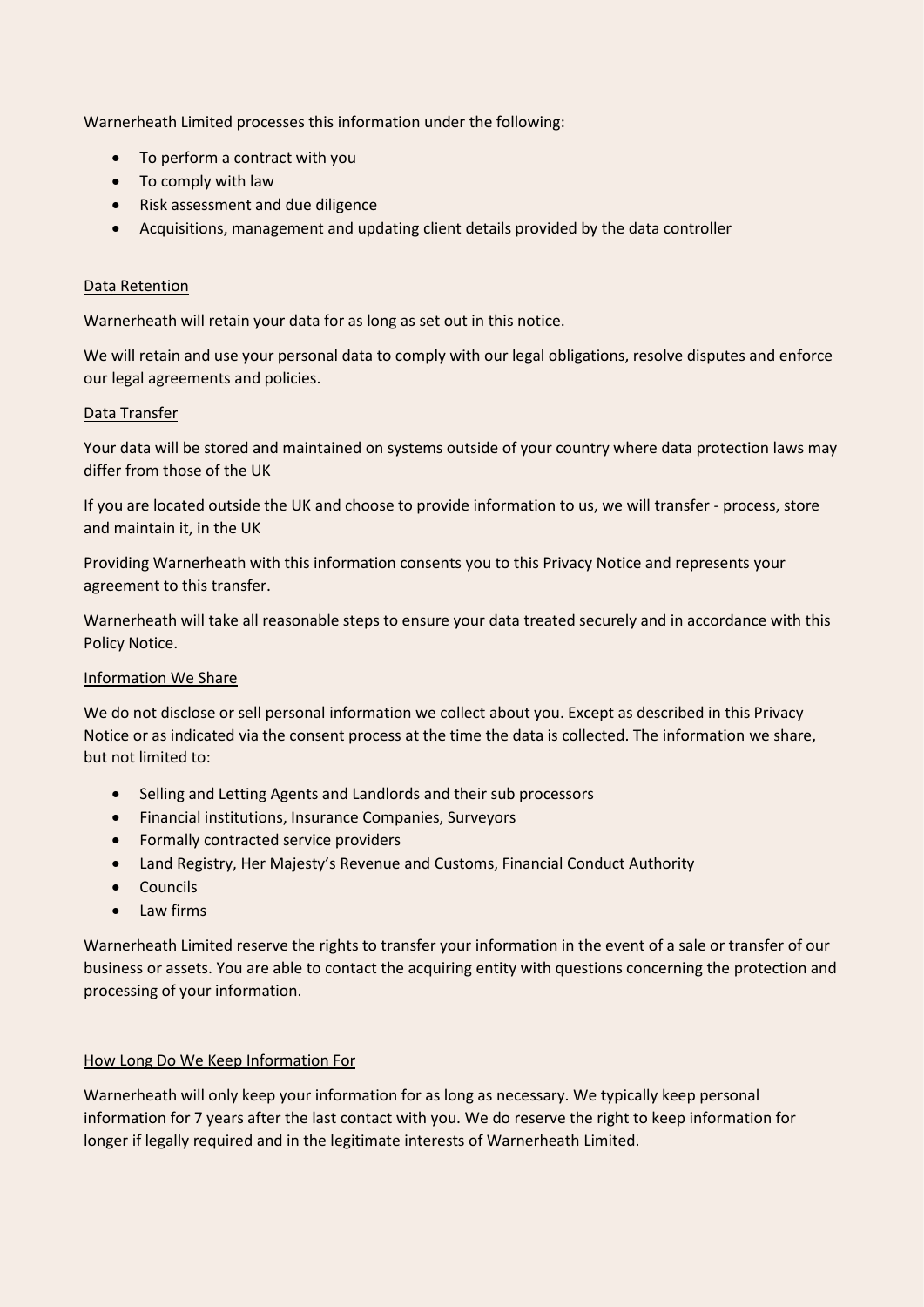Warnerheath Limited processes this information under the following:

- To perform a contract with you
- To comply with law
- Risk assessment and due diligence
- Acquisitions, management and updating client details provided by the data controller

<u>Data Retention</u>

Warnerheath will retain your data for as long as set out in this notice.

We will retain and use your personal data to comply with our legal obligations, resolve disputes and enforce our legal agreements and policies.

<u>Data Transfer</u>

Your data will be stored and maintained on systems outside of your country where data protection laws may differ from those of the UK

If you are located outside the UK and choose to provide information to us, we will transfer - process, store and maintain it, in the UK

Providing Warnerheath with this information consents you to this Privacy Notice and represents your agreement to this transfer.

Warnerheath will take all reasonable steps to ensure your data treated securely and in accordance with this Policy Notice.

<u>Information We Share</u>

We do not disclose or sell personal information we collect about you. Except as described in this Privacy Notice or as indicated via the consent process at the time the data is collected. The information we share, but not limited to:

- Selling and Letting Agents and Landlords and their sub processors
- Financial institutions, Insurance Companies, Surveyors
- Formally contracted service providers
- Land Registry, Her Majesty's Revenue and Customs, Financial Conduct Authority
- Councils
- Law firms

Warnerheath Limited reserve the rights to transfer your information in the event of a sale or transfer of our business or assets. You are able to contact the acquiring entity with questions concerning the protection and processing of your information.

<u>How Long Do We Keep Information For</u>

Warnerheath will only keep your information for as long as necessary. We typically keep personal information for 7 years after the last contact with you. We do reserve the right to keep information for longer if legally required and in the legitimate interests of Warnerheath Limited.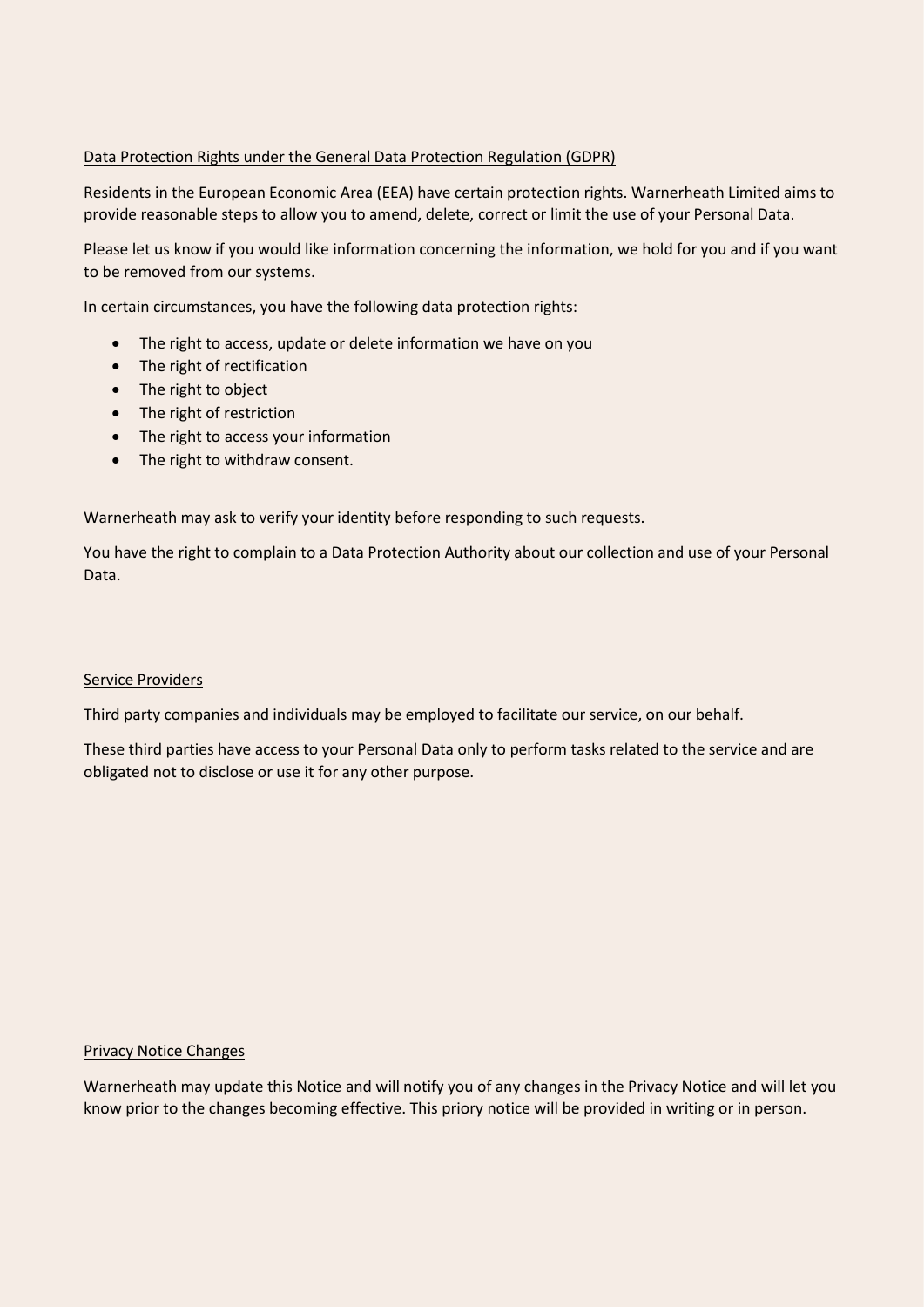## Data Protection Rights under the General Data Protection Regulation (GDPR)

Residents in the European Economic Area (EEA) have certain protection rights. Warnerheath Limited aims to provide reasonable steps to allow you to amend, delete, correct or limit the use of your Personal Data.

Please let us know if you would like information concerning the information, we hold for you and if you want to be removed from our systems.

In certain circumstances, you have the following data protection rights:

- The right to access, update or delete information we have on you
- The right of rectification
- The right to object
- The right of restriction
- The right to access your information
- The right to withdraw consent.

Warnerheath may ask to verify your identity before responding to such requests.

You have the right to complain to a Data Protection Authority about our collection and use of your Personal Data.

## Service Providers

Third party companies and individuals may be employed to facilitate our service, on our behalf.

These third parties have access to your Personal Data only to perform tasks related to the service and are obligated not to disclose or use it for any other purpose.

## Privacy Notice Changes

Warnerheath may update this Notice and will notify you of any changes in the Privacy Notice and will let you know prior to the changes becoming effective. This priory notice will be provided in writing or in person.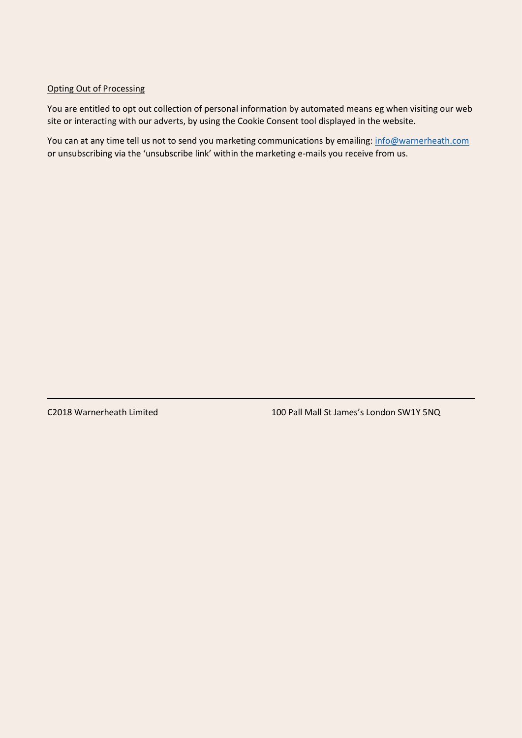## Opting Out of Processing

You are entitled to opt out collection of personal information by automated means eg when visiting our web site or interacting with our adverts, by using the Cookie Consent tool displayed in the website.

You can at any time tell us not to send you marketing communications by emailing: info@warnerheath.com or unsubscribing via the 'unsubscribe link' within the marketing e-mails you receive from us.